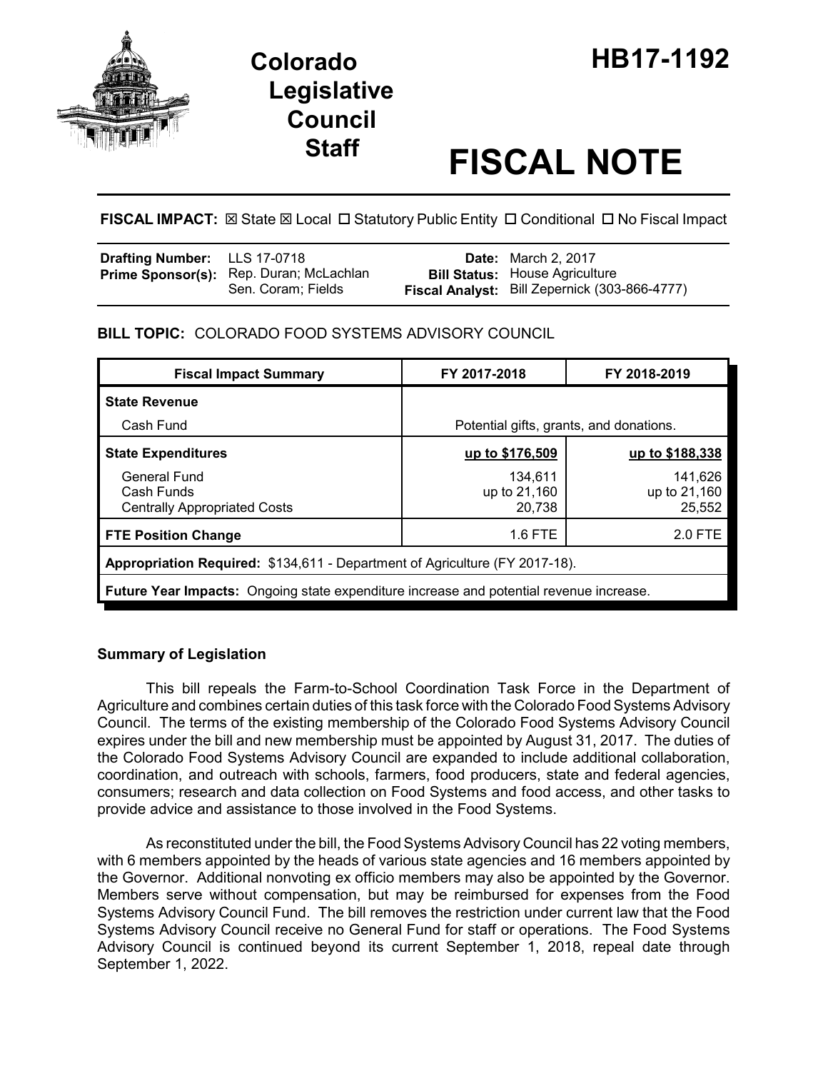# Colorado Legislative Council Staff

# HB17-1192

# FISCAL NOTE

**FISCAL IMPACT:** ☒ State ☒ Local ☐ Statutory Public Entity ☐ Conditional ☐ No Fiscal Impact

| | | | |
|---|---|---|---|
| **Drafting Number:** | LLS 17-0718 | **Date:** | March 2, 2017 |
| **Prime Sponsor(s):** | Rep. Duran; McLachlan<br>Sen. Coram; Fields | **Bill Status:** | House Agriculture |
| | | **Fiscal Analyst:** | Bill Zepernick (303-866-4777) |

## BILL TOPIC: COLORADO FOOD SYSTEMS ADVISORY COUNCIL

| Fiscal Impact Summary | FY 2017-2018 | FY 2018-2019 |
|---|---|---|
| **State Revenue** | | |
| Cash Fund | Potential gifts, grants, and donations. | |
| **State Expenditures** | **up to $176,509** | **up to $188,338** |
| General Fund | 134,611 | 141,626 |
| Cash Funds | up to 21,160 | up to 21,160 |
| Centrally Appropriated Costs | 20,738 | 25,552 |
| **FTE Position Change** | 1.6 FTE | 2.0 FTE |
| **Appropriation Required:** $134,611 - Department of Agriculture (FY 2017-18). | | |
| **Future Year Impacts:** Ongoing state expenditure increase and potential revenue increase. | | |

### Summary of Legislation

This bill repeals the Farm-to-School Coordination Task Force in the Department of Agriculture and combines certain duties of this task force with the Colorado Food Systems Advisory Council. The terms of the existing membership of the Colorado Food Systems Advisory Council expires under the bill and new membership must be appointed by August 31, 2017. The duties of the Colorado Food Systems Advisory Council are expanded to include additional collaboration, coordination, and outreach with schools, farmers, food producers, state and federal agencies, consumers; research and data collection on Food Systems and food access, and other tasks to provide advice and assistance to those involved in the Food Systems.

As reconstituted under the bill, the Food Systems Advisory Council has 22 voting members, with 6 members appointed by the heads of various state agencies and 16 members appointed by the Governor. Additional nonvoting ex officio members may also be appointed by the Governor. Members serve without compensation, but may be reimbursed for expenses from the Food Systems Advisory Council Fund. The bill removes the restriction under current law that the Food Systems Advisory Council receive no General Fund for staff or operations. The Food Systems Advisory Council is continued beyond its current September 1, 2018, repeal date through September 1, 2022.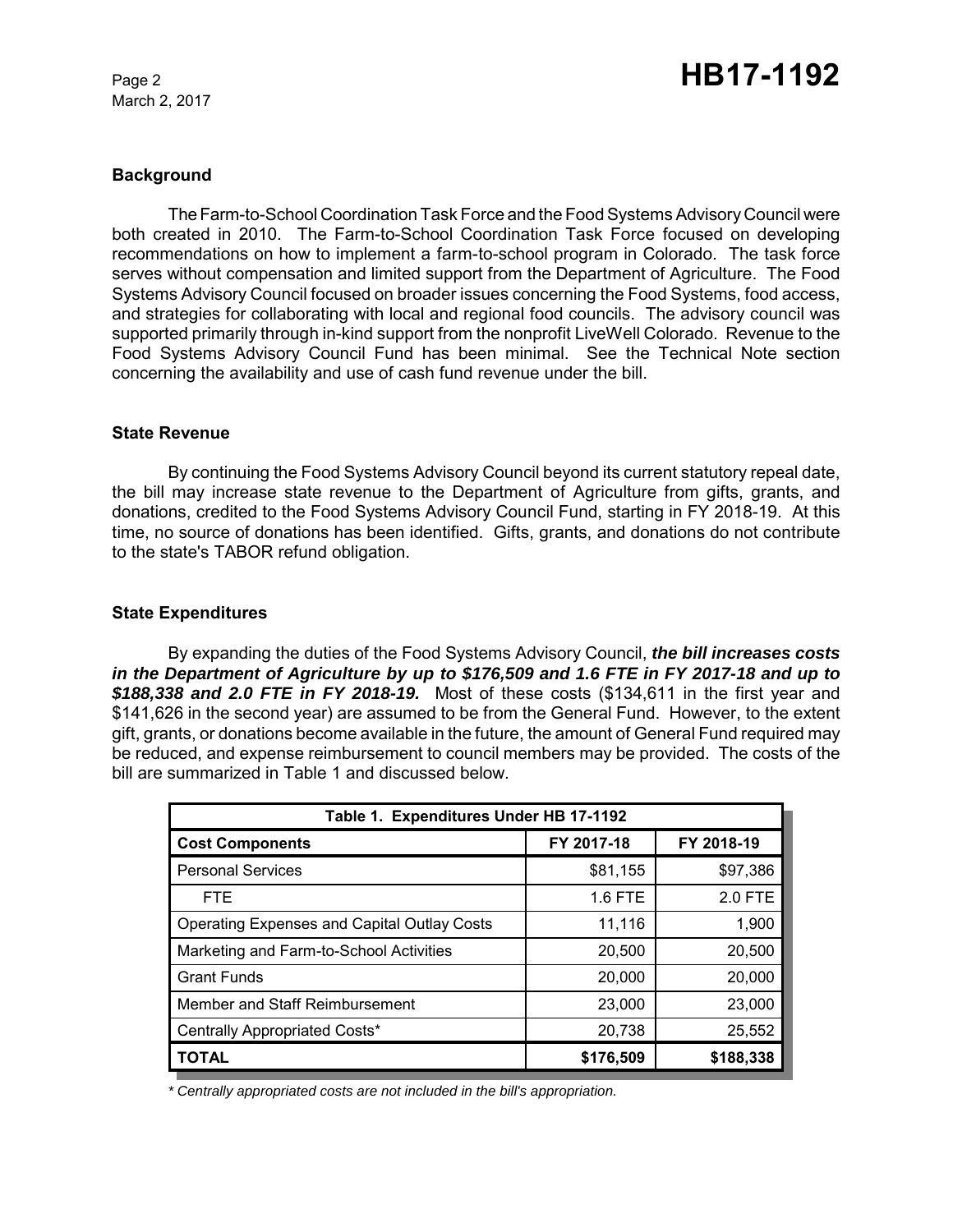### Background

The Farm-to-School Coordination Task Force and the Food Systems Advisory Council were both created in 2010. The Farm-to-School Coordination Task Force focused on developing recommendations on how to implement a farm-to-school program in Colorado. The task force serves without compensation and limited support from the Department of Agriculture. The Food Systems Advisory Council focused on broader issues concerning the Food Systems, food access, and strategies for collaborating with local and regional food councils. The advisory council was supported primarily through in-kind support from the nonprofit LiveWell Colorado. Revenue to the Food Systems Advisory Council Fund has been minimal. See the Technical Note section concerning the availability and use of cash fund revenue under the bill.

### State Revenue

By continuing the Food Systems Advisory Council beyond its current statutory repeal date, the bill may increase state revenue to the Department of Agriculture from gifts, grants, and donations, credited to the Food Systems Advisory Council Fund, starting in FY 2018-19. At this time, no source of donations has been identified. Gifts, grants, and donations do not contribute to the state's TABOR refund obligation.

### State Expenditures

By expanding the duties of the Food Systems Advisory Council, ***the bill increases costs in the Department of Agriculture by up to $176,509 and 1.6 FTE in FY 2017-18 and up to $188,338 and 2.0 FTE in FY 2018-19.*** Most of these costs ($134,611 in the first year and $141,626 in the second year) are assumed to be from the General Fund. However, to the extent gift, grants, or donations become available in the future, the amount of General Fund required may be reduced, and expense reimbursement to council members may be provided. The costs of the bill are summarized in Table 1 and discussed below.

| Table 1. Expenditures Under HB 17-1192 | | |
|---|---|---|
| **Cost Components** | **FY 2017-18** | **FY 2018-19** |
| Personal Services | $81,155 | $97,386 |
| FTE | 1.6 FTE | 2.0 FTE |
| Operating Expenses and Capital Outlay Costs | 11,116 | 1,900 |
| Marketing and Farm-to-School Activities | 20,500 | 20,500 |
| Grant Funds | 20,000 | 20,000 |
| Member and Staff Reimbursement | 23,000 | 23,000 |
| Centrally Appropriated Costs* | 20,738 | 25,552 |
| **TOTAL** | **$176,509** | **$188,338** |

*\* Centrally appropriated costs are not included in the bill's appropriation.*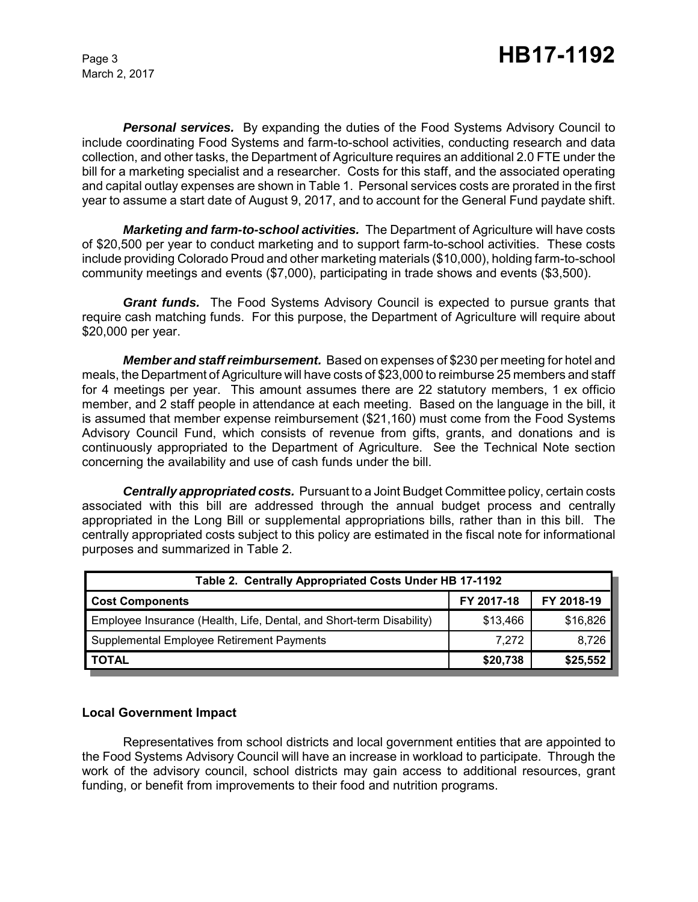***Personal services.*** By expanding the duties of the Food Systems Advisory Council to include coordinating Food Systems and farm-to-school activities, conducting research and data collection, and other tasks, the Department of Agriculture requires an additional 2.0 FTE under the bill for a marketing specialist and a researcher. Costs for this staff, and the associated operating and capital outlay expenses are shown in Table 1. Personal services costs are prorated in the first year to assume a start date of August 9, 2017, and to account for the General Fund paydate shift.

***Marketing and farm-to-school activities.*** The Department of Agriculture will have costs of $20,500 per year to conduct marketing and to support farm-to-school activities. These costs include providing Colorado Proud and other marketing materials ($10,000), holding farm-to-school community meetings and events ($7,000), participating in trade shows and events ($3,500).

***Grant funds.*** The Food Systems Advisory Council is expected to pursue grants that require cash matching funds. For this purpose, the Department of Agriculture will require about $20,000 per year.

***Member and staff reimbursement.*** Based on expenses of $230 per meeting for hotel and meals, the Department of Agriculture will have costs of $23,000 to reimburse 25 members and staff for 4 meetings per year. This amount assumes there are 22 statutory members, 1 ex officio member, and 2 staff people in attendance at each meeting. Based on the language in the bill, it is assumed that member expense reimbursement ($21,160) must come from the Food Systems Advisory Council Fund, which consists of revenue from gifts, grants, and donations and is continuously appropriated to the Department of Agriculture. See the Technical Note section concerning the availability and use of cash funds under the bill.

***Centrally appropriated costs.*** Pursuant to a Joint Budget Committee policy, certain costs associated with this bill are addressed through the annual budget process and centrally appropriated in the Long Bill or supplemental appropriations bills, rather than in this bill. The centrally appropriated costs subject to this policy are estimated in the fiscal note for informational purposes and summarized in Table 2.

| Table 2. Centrally Appropriated Costs Under HB 17-1192 | | |
|---|---|---|
| **Cost Components** | **FY 2017-18** | **FY 2018-19** |
| Employee Insurance (Health, Life, Dental, and Short-term Disability) | $13,466 | $16,826 |
| Supplemental Employee Retirement Payments | 7,272 | 8,726 |
| **TOTAL** | **$20,738** | **$25,552** |

**Local Government Impact**

Representatives from school districts and local government entities that are appointed to the Food Systems Advisory Council will have an increase in workload to participate. Through the work of the advisory council, school districts may gain access to additional resources, grant funding, or benefit from improvements to their food and nutrition programs.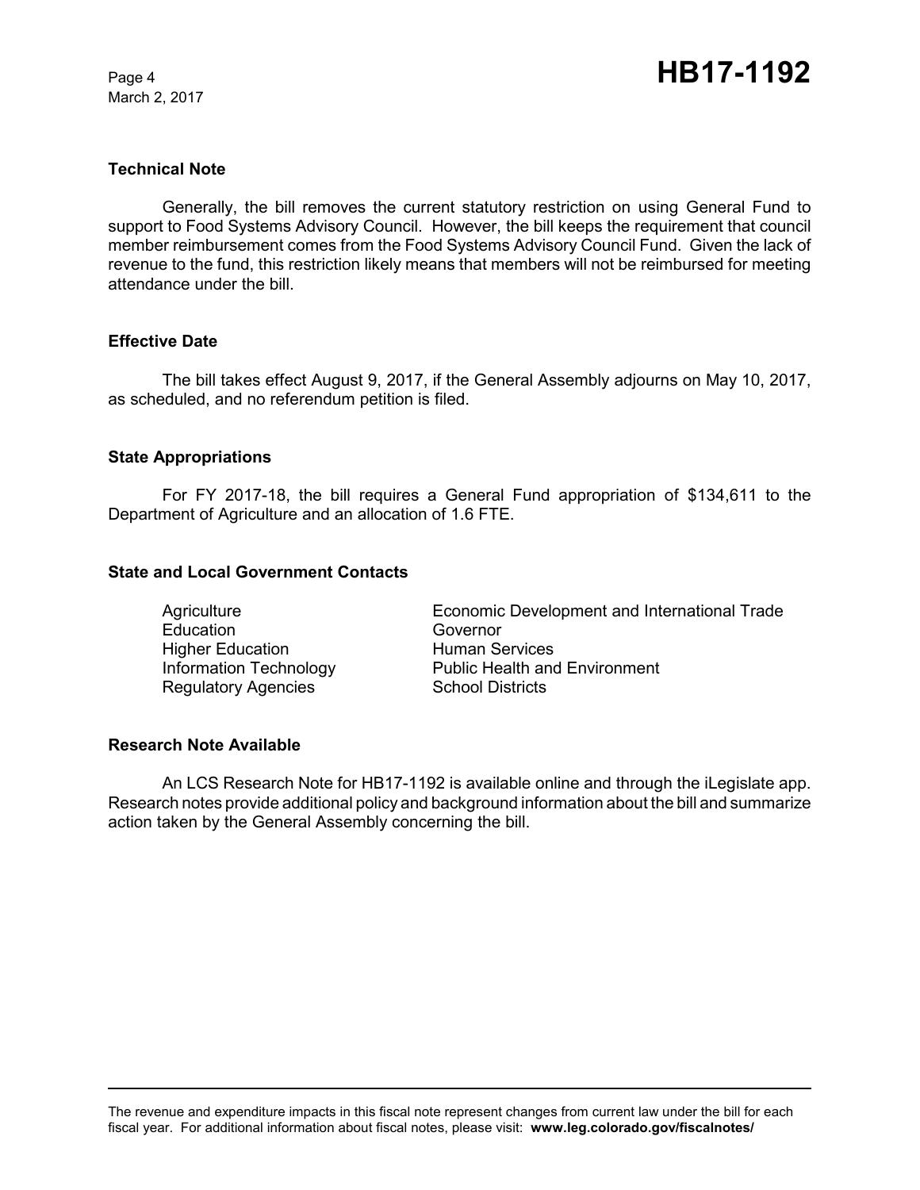## Technical Note

Generally, the bill removes the current statutory restriction on using General Fund to support to Food Systems Advisory Council. However, the bill keeps the requirement that council member reimbursement comes from the Food Systems Advisory Council Fund. Given the lack of revenue to the fund, this restriction likely means that members will not be reimbursed for meeting attendance under the bill.

## Effective Date

The bill takes effect August 9, 2017, if the General Assembly adjourns on May 10, 2017, as scheduled, and no referendum petition is filed.

## State Appropriations

For FY 2017-18, the bill requires a General Fund appropriation of $134,611 to the Department of Agriculture and an allocation of 1.6 FTE.

## State and Local Government Contacts

| | |
|---|---|
| Agriculture | Economic Development and International Trade |
| Education | Governor |
| Higher Education | Human Services |
| Information Technology | Public Health and Environment |
| Regulatory Agencies | School Districts |

## Research Note Available

An LCS Research Note for HB17-1192 is available online and through the iLegislate app. Research notes provide additional policy and background information about the bill and summarize action taken by the General Assembly concerning the bill.

The revenue and expenditure impacts in this fiscal note represent changes from current law under the bill for each fiscal year. For additional information about fiscal notes, please visit: **www.leg.colorado.gov/fiscalnotes/**